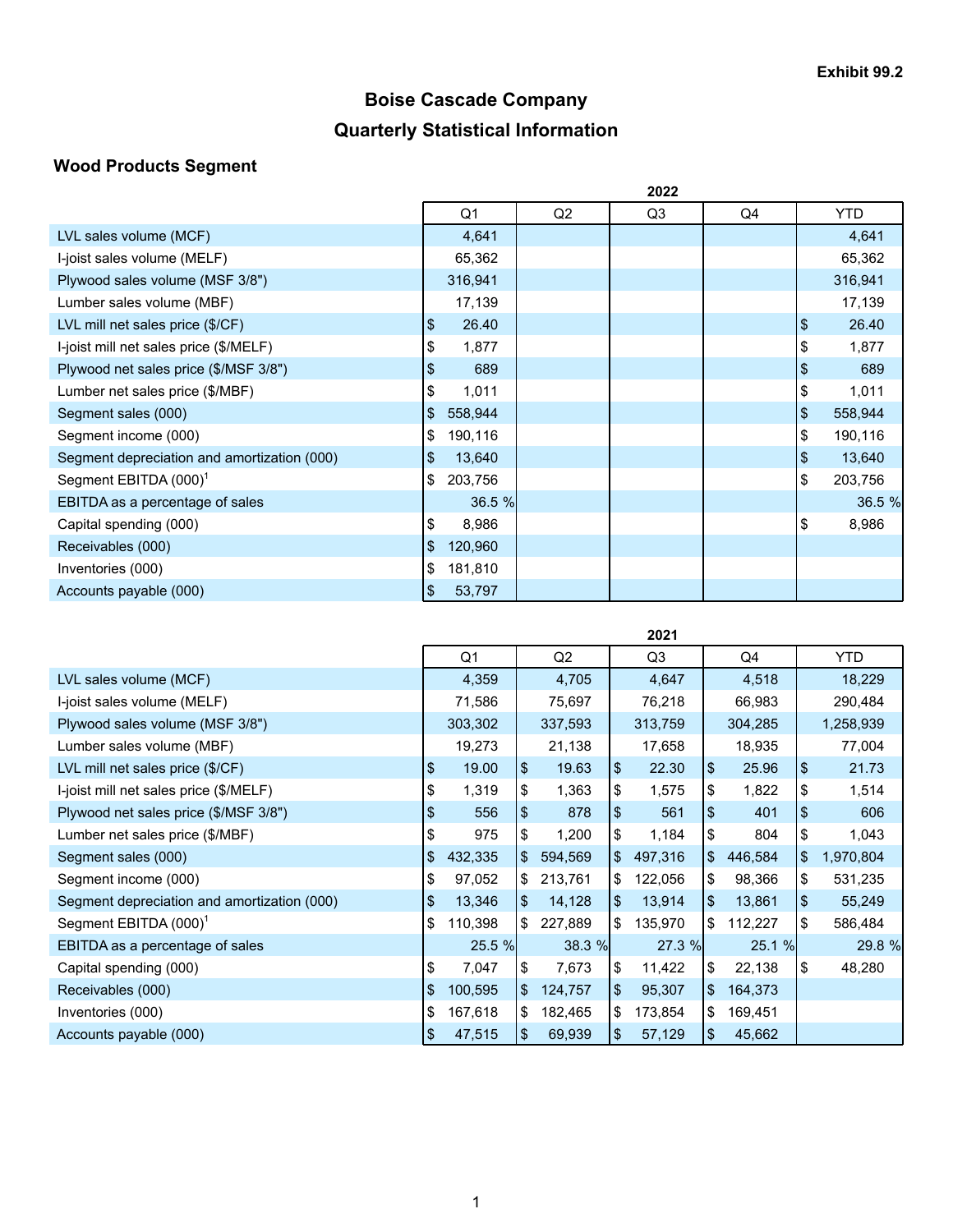Exhibit 99.2

# Boise Cascade Company

## Quarterly Statistical Information

### Wood Products Segment

| | 2022 | | | | |
|---|---|---|---|---|---|
| | Q1 | Q2 | Q3 | Q4 | YTD |
| LVL sales volume (MCF) | 4,641 | | | | 4,641 |
| I-joist sales volume (MELF) | 65,362 | | | | 65,362 |
| Plywood sales volume (MSF 3/8") | 316,941 | | | | 316,941 |
| Lumber sales volume (MBF) | 17,139 | | | | 17,139 |
| LVL mill net sales price ($/CF) | $ 26.40 | | | | $ 26.40 |
| I-joist mill net sales price ($/MELF) | $ 1,877 | | | | $ 1,877 |
| Plywood net sales price ($/MSF 3/8") | $ 689 | | | | $ 689 |
| Lumber net sales price ($/MBF) | $ 1,011 | | | | $ 1,011 |
| Segment sales (000) | $ 558,944 | | | | $ 558,944 |
| Segment income (000) | $ 190,116 | | | | $ 190,116 |
| Segment depreciation and amortization (000) | $ 13,640 | | | | $ 13,640 |
| Segment EBITDA (000)[1] | $ 203,756 | | | | $ 203,756 |
| EBITDA as a percentage of sales | 36.5 % | | | | 36.5 % |
| Capital spending (000) | $ 8,986 | | | | $ 8,986 |
| Receivables (000) | $ 120,960 | | | | |
| Inventories (000) | $ 181,810 | | | | |
| Accounts payable (000) | $ 53,797 | | | | |

| | 2021 | | | | |
|---|---|---|---|---|---|
| | Q1 | Q2 | Q3 | Q4 | YTD |
| LVL sales volume (MCF) | 4,359 | 4,705 | 4,647 | 4,518 | 18,229 |
| I-joist sales volume (MELF) | 71,586 | 75,697 | 76,218 | 66,983 | 290,484 |
| Plywood sales volume (MSF 3/8") | 303,302 | 337,593 | 313,759 | 304,285 | 1,258,939 |
| Lumber sales volume (MBF) | 19,273 | 21,138 | 17,658 | 18,935 | 77,004 |
| LVL mill net sales price ($/CF) | $ 19.00 | $ 19.63 | $ 22.30 | $ 25.96 | $ 21.73 |
| I-joist mill net sales price ($/MELF) | $ 1,319 | $ 1,363 | $ 1,575 | $ 1,822 | $ 1,514 |
| Plywood net sales price ($/MSF 3/8") | $ 556 | $ 878 | $ 561 | $ 401 | $ 606 |
| Lumber net sales price ($/MBF) | $ 975 | $ 1,200 | $ 1,184 | $ 804 | $ 1,043 |
| Segment sales (000) | $ 432,335 | $ 594,569 | $ 497,316 | $ 446,584 | $ 1,970,804 |
| Segment income (000) | $ 97,052 | $ 213,761 | $ 122,056 | $ 98,366 | $ 531,235 |
| Segment depreciation and amortization (000) | $ 13,346 | $ 14,128 | $ 13,914 | $ 13,861 | $ 55,249 |
| Segment EBITDA (000)[1] | $ 110,398 | $ 227,889 | $ 135,970 | $ 112,227 | $ 586,484 |
| EBITDA as a percentage of sales | 25.5 % | 38.3 % | 27.3 % | 25.1 % | 29.8 % |
| Capital spending (000) | $ 7,047 | $ 7,673 | $ 11,422 | $ 22,138 | $ 48,280 |
| Receivables (000) | $ 100,595 | $ 124,757 | $ 95,307 | $ 164,373 | |
| Inventories (000) | $ 167,618 | $ 182,465 | $ 173,854 | $ 169,451 | |
| Accounts payable (000) | $ 47,515 | $ 69,939 | $ 57,129 | $ 45,662 | |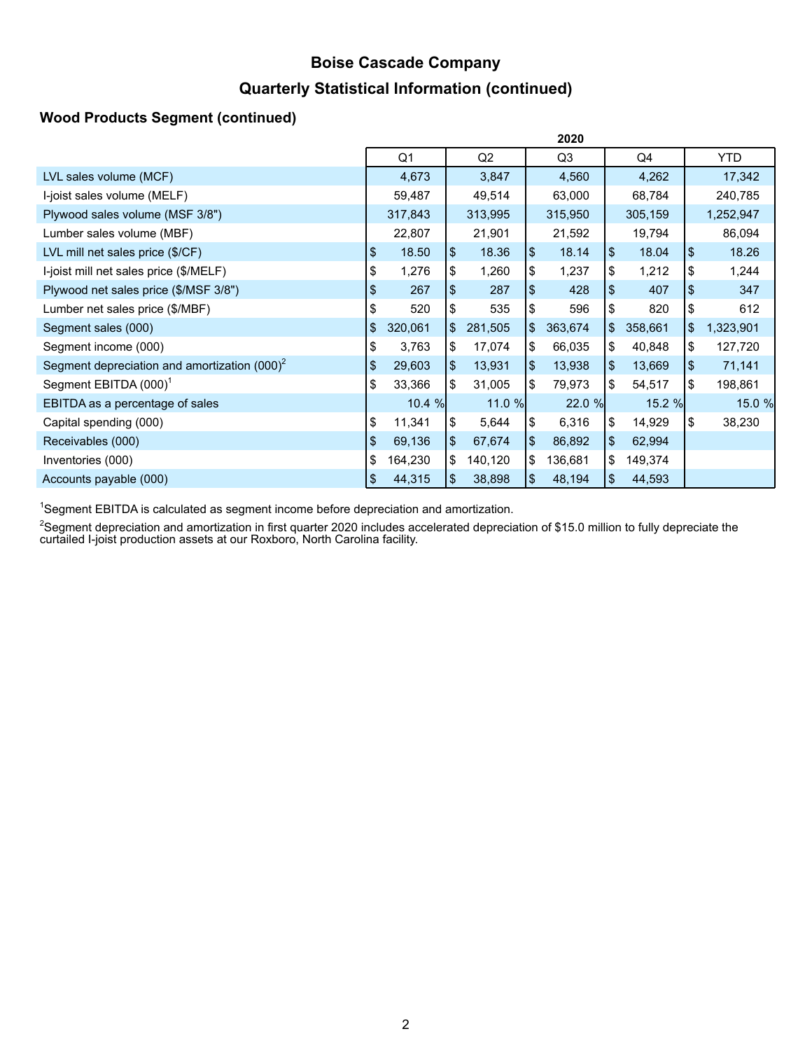# Boise Cascade Company

## Quarterly Statistical Information (continued)

### Wood Products Segment (continued)

| | 2020 | | | | |
|---|---|---|---|---|---|
| | Q1 | Q2 | Q3 | Q4 | YTD |
| LVL sales volume (MCF) | 4,673 | 3,847 | 4,560 | 4,262 | 17,342 |
| I-joist sales volume (MELF) | 59,487 | 49,514 | 63,000 | 68,784 | 240,785 |
| Plywood sales volume (MSF 3/8") | 317,843 | 313,995 | 315,950 | 305,159 | 1,252,947 |
| Lumber sales volume (MBF) | 22,807 | 21,901 | 21,592 | 19,794 | 86,094 |
| LVL mill net sales price ($/CF) | $ 18.50 | $ 18.36 | $ 18.14 | $ 18.04 | $ 18.26 |
| I-joist mill net sales price ($/MELF) | $ 1,276 | $ 1,260 | $ 1,237 | $ 1,212 | $ 1,244 |
| Plywood net sales price ($/MSF 3/8") | $ 267 | $ 287 | $ 428 | $ 407 | $ 347 |
| Lumber net sales price ($/MBF) | $ 520 | $ 535 | $ 596 | $ 820 | $ 612 |
| Segment sales (000) | $ 320,061 | $ 281,505 | $ 363,674 | $ 358,661 | $ 1,323,901 |
| Segment income (000) | $ 3,763 | $ 17,074 | $ 66,035 | $ 40,848 | $ 127,720 |
| Segment depreciation and amortization (000)[2] | $ 29,603 | $ 13,931 | $ 13,938 | $ 13,669 | $ 71,141 |
| Segment EBITDA (000)[1] | $ 33,366 | $ 31,005 | $ 79,973 | $ 54,517 | $ 198,861 |
| EBITDA as a percentage of sales | 10.4 % | 11.0 % | 22.0 % | 15.2 % | 15.0 % |
| Capital spending (000) | $ 11,341 | $ 5,644 | $ 6,316 | $ 14,929 | $ 38,230 |
| Receivables (000) | $ 69,136 | $ 67,674 | $ 86,892 | $ 62,994 | |
| Inventories (000) | $ 164,230 | $ 140,120 | $ 136,681 | $ 149,374 | |
| Accounts payable (000) | $ 44,315 | $ 38,898 | $ 48,194 | $ 44,593 | |

[1]Segment EBITDA is calculated as segment income before depreciation and amortization.

[2]Segment depreciation and amortization in first quarter 2020 includes accelerated depreciation of $15.0 million to fully depreciate the curtailed I-joist production assets at our Roxboro, North Carolina facility.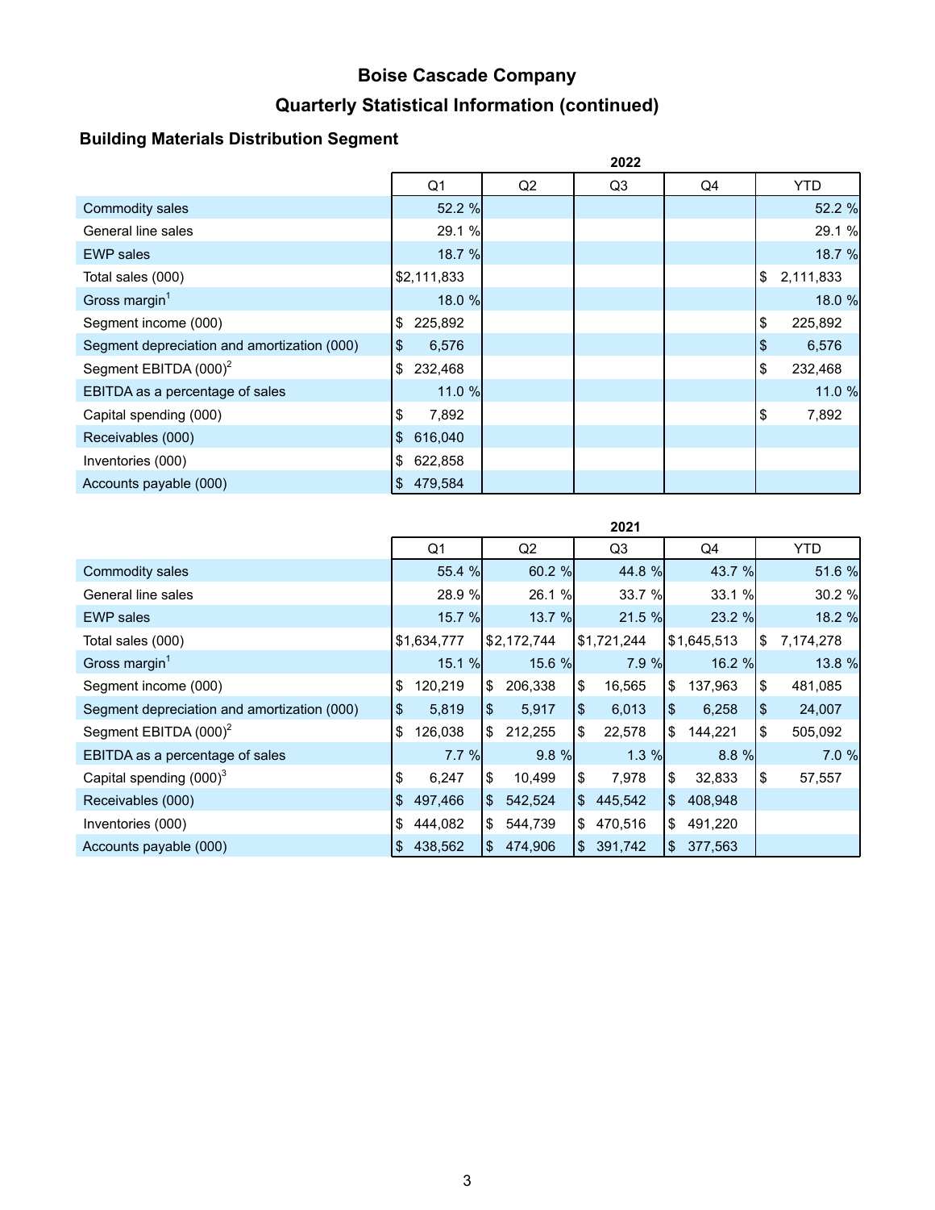# Boise Cascade Company

## Quarterly Statistical Information (continued)

### Building Materials Distribution Segment

| | 2022 | | | | |
|---|---|---|---|---|---|
| | Q1 | Q2 | Q3 | Q4 | YTD |
| Commodity sales | 52.2 % | | | | 52.2 % |
| General line sales | 29.1 % | | | | 29.1 % |
| EWP sales | 18.7 % | | | | 18.7 % |
| Total sales (000) | $2,111,833 | | | | $ 2,111,833 |
| Gross margin[1] | 18.0 % | | | | 18.0 % |
| Segment income (000) | $ 225,892 | | | | $ 225,892 |
| Segment depreciation and amortization (000) | $ 6,576 | | | | $ 6,576 |
| Segment EBITDA (000)[2] | $ 232,468 | | | | $ 232,468 |
| EBITDA as a percentage of sales | 11.0 % | | | | 11.0 % |
| Capital spending (000) | $ 7,892 | | | | $ 7,892 |
| Receivables (000) | $ 616,040 | | | | |
| Inventories (000) | $ 622,858 | | | | |
| Accounts payable (000) | $ 479,584 | | | | |

| | 2021 | | | | |
|---|---|---|---|---|---|
| | Q1 | Q2 | Q3 | Q4 | YTD |
| Commodity sales | 55.4 % | 60.2 % | 44.8 % | 43.7 % | 51.6 % |
| General line sales | 28.9 % | 26.1 % | 33.7 % | 33.1 % | 30.2 % |
| EWP sales | 15.7 % | 13.7 % | 21.5 % | 23.2 % | 18.2 % |
| Total sales (000) | $1,634,777 | $2,172,744 | $1,721,244 | $1,645,513 | $ 7,174,278 |
| Gross margin[1] | 15.1 % | 15.6 % | 7.9 % | 16.2 % | 13.8 % |
| Segment income (000) | $ 120,219 | $ 206,338 | $ 16,565 | $ 137,963 | $ 481,085 |
| Segment depreciation and amortization (000) | $ 5,819 | $ 5,917 | $ 6,013 | $ 6,258 | $ 24,007 |
| Segment EBITDA (000)[2] | $ 126,038 | $ 212,255 | $ 22,578 | $ 144,221 | $ 505,092 |
| EBITDA as a percentage of sales | 7.7 % | 9.8 % | 1.3 % | 8.8 % | 7.0 % |
| Capital spending (000)[3] | $ 6,247 | $ 10,499 | $ 7,978 | $ 32,833 | $ 57,557 |
| Receivables (000) | $ 497,466 | $ 542,524 | $ 445,542 | $ 408,948 | |
| Inventories (000) | $ 444,082 | $ 544,739 | $ 470,516 | $ 491,220 | |
| Accounts payable (000) | $ 438,562 | $ 474,906 | $ 391,742 | $ 377,563 | |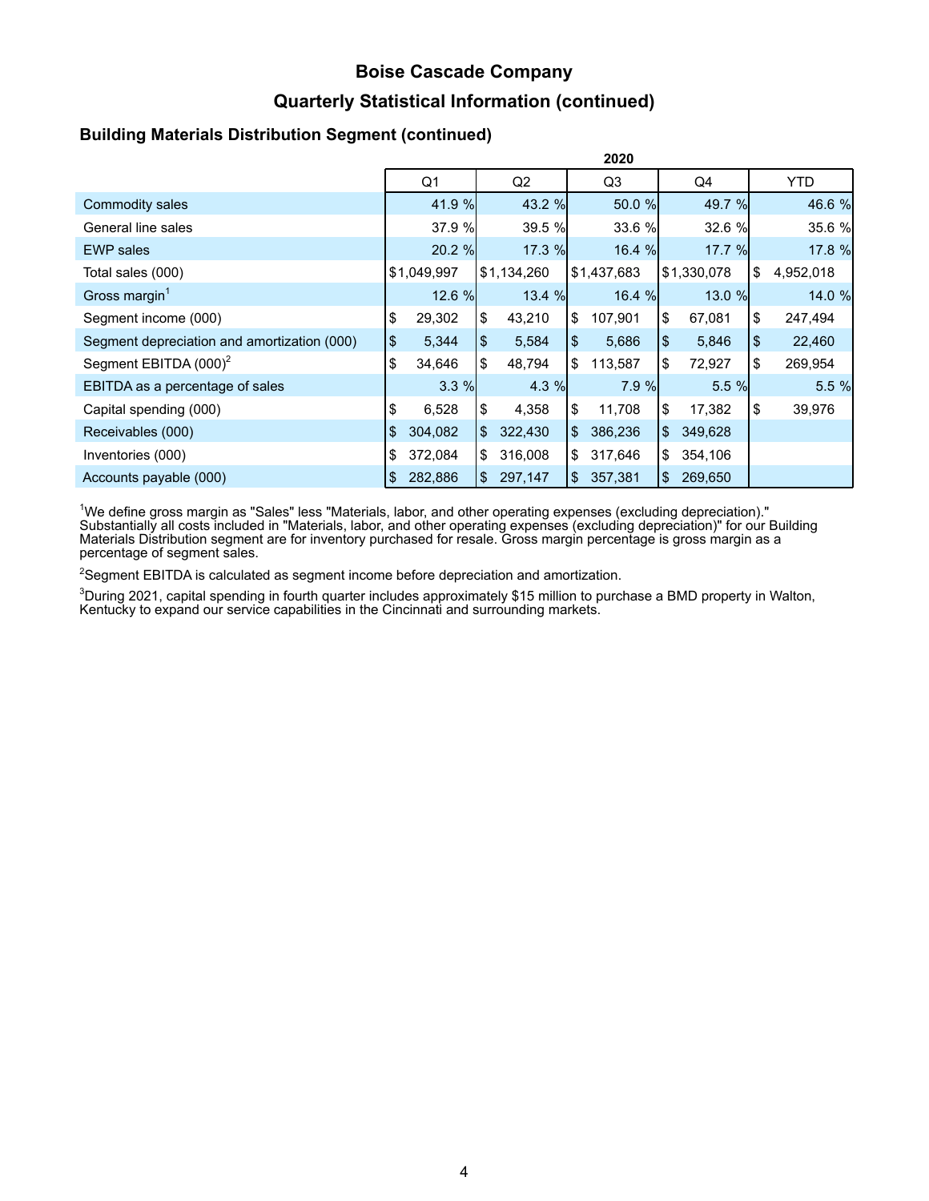# Boise Cascade Company

## Quarterly Statistical Information (continued)

### Building Materials Distribution Segment (continued)

| | 2020 | | | | |
|---|---|---|---|---|---|
| | Q1 | Q2 | Q3 | Q4 | YTD |
| Commodity sales | 41.9 % | 43.2 % | 50.0 % | 49.7 % | 46.6 % |
| General line sales | 37.9 % | 39.5 % | 33.6 % | 32.6 % | 35.6 % |
| EWP sales | 20.2 % | 17.3 % | 16.4 % | 17.7 % | 17.8 % |
| Total sales (000) | $1,049,997 | $1,134,260 | $1,437,683 | $1,330,078 | $ 4,952,018 |
| Gross margin[1] | 12.6 % | 13.4 % | 16.4 % | 13.0 % | 14.0 % |
| Segment income (000) | $ 29,302 | $ 43,210 | $ 107,901 | $ 67,081 | $ 247,494 |
| Segment depreciation and amortization (000) | $ 5,344 | $ 5,584 | $ 5,686 | $ 5,846 | $ 22,460 |
| Segment EBITDA (000)[2] | $ 34,646 | $ 48,794 | $ 113,587 | $ 72,927 | $ 269,954 |
| EBITDA as a percentage of sales | 3.3 % | 4.3 % | 7.9 % | 5.5 % | 5.5 % |
| Capital spending (000) | $ 6,528 | $ 4,358 | $ 11,708 | $ 17,382 | $ 39,976 |
| Receivables (000) | $ 304,082 | $ 322,430 | $ 386,236 | $ 349,628 | |
| Inventories (000) | $ 372,084 | $ 316,008 | $ 317,646 | $ 354,106 | |
| Accounts payable (000) | $ 282,886 | $ 297,147 | $ 357,381 | $ 269,650 | |

[1]We define gross margin as "Sales" less "Materials, labor, and other operating expenses (excluding depreciation)." Substantially all costs included in "Materials, labor, and other operating expenses (excluding depreciation)" for our Building Materials Distribution segment are for inventory purchased for resale. Gross margin percentage is gross margin as a percentage of segment sales.

[2]Segment EBITDA is calculated as segment income before depreciation and amortization.

[3]During 2021, capital spending in fourth quarter includes approximately $15 million to purchase a BMD property in Walton, Kentucky to expand our service capabilities in the Cincinnati and surrounding markets.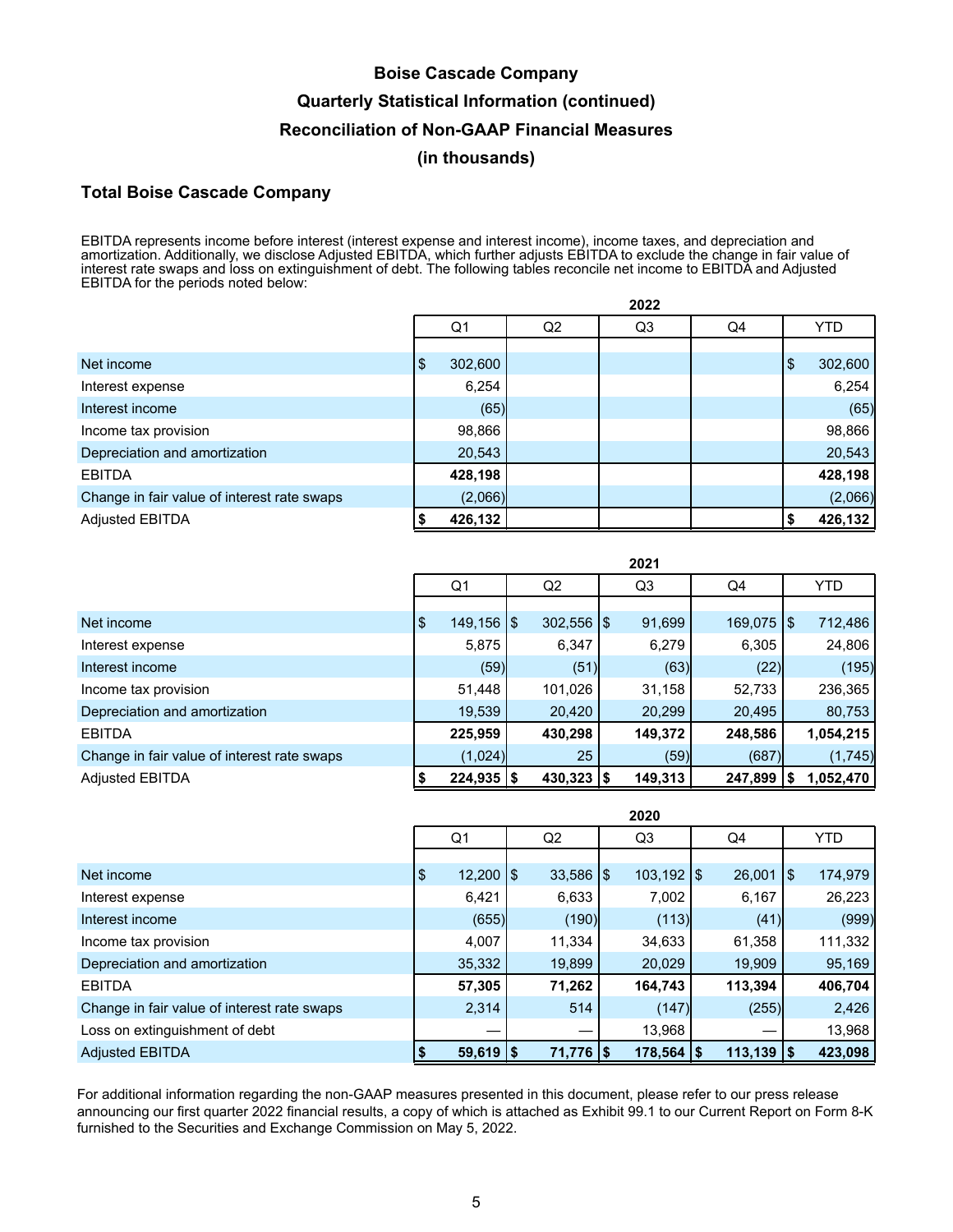# Boise Cascade Company

## Quarterly Statistical Information (continued)

## Reconciliation of Non-GAAP Financial Measures

## (in thousands)

### Total Boise Cascade Company

EBITDA represents income before interest (interest expense and interest income), income taxes, and depreciation and amortization. Additionally, we disclose Adjusted EBITDA, which further adjusts EBITDA to exclude the change in fair value of interest rate swaps and loss on extinguishment of debt. The following tables reconcile net income to EBITDA and Adjusted EBITDA for the periods noted below:

| | 2022 | | | | |
|---|---|---|---|---|---|
| | Q1 | Q2 | Q3 | Q4 | YTD |
| Net income | $ 302,600 | | | | $ 302,600 |
| Interest expense | 6,254 | | | | 6,254 |
| Interest income | (65) | | | | (65) |
| Income tax provision | 98,866 | | | | 98,866 |
| Depreciation and amortization | 20,543 | | | | 20,543 |
| **EBITDA** | **428,198** | | | | **428,198** |
| Change in fair value of interest rate swaps | (2,066) | | | | (2,066) |
| Adjusted EBITDA | **$ 426,132** | | | | **$ 426,132** |

| | 2021 | | | | |
|---|---|---|---|---|---|
| | Q1 | Q2 | Q3 | Q4 | YTD |
| Net income | $ 149,156 | $ 302,556 | $ 91,699 | 169,075 | $ 712,486 |
| Interest expense | 5,875 | 6,347 | 6,279 | 6,305 | 24,806 |
| Interest income | (59) | (51) | (63) | (22) | (195) |
| Income tax provision | 51,448 | 101,026 | 31,158 | 52,733 | 236,365 |
| Depreciation and amortization | 19,539 | 20,420 | 20,299 | 20,495 | 80,753 |
| **EBITDA** | **225,959** | **430,298** | **149,372** | **248,586** | **1,054,215** |
| Change in fair value of interest rate swaps | (1,024) | 25 | (59) | (687) | (1,745) |
| Adjusted EBITDA | **$ 224,935** | **$ 430,323** | **$ 149,313** | **247,899** | **$ 1,052,470** |

| | 2020 | | | | |
|---|---|---|---|---|---|
| | Q1 | Q2 | Q3 | Q4 | YTD |
| Net income | $ 12,200 | $ 33,586 | $ 103,192 | $ 26,001 | $ 174,979 |
| Interest expense | 6,421 | 6,633 | 7,002 | 6,167 | 26,223 |
| Interest income | (655) | (190) | (113) | (41) | (999) |
| Income tax provision | 4,007 | 11,334 | 34,633 | 61,358 | 111,332 |
| Depreciation and amortization | 35,332 | 19,899 | 20,029 | 19,909 | 95,169 |
| **EBITDA** | **57,305** | **71,262** | **164,743** | **113,394** | **406,704** |
| Change in fair value of interest rate swaps | 2,314 | 514 | (147) | (255) | 2,426 |
| Loss on extinguishment of debt | — | — | 13,968 | — | 13,968 |
| Adjusted EBITDA | **$ 59,619** | **$ 71,776** | **$ 178,564** | **$ 113,139** | **$ 423,098** |

For additional information regarding the non-GAAP measures presented in this document, please refer to our press release announcing our first quarter 2022 financial results, a copy of which is attached as Exhibit 99.1 to our Current Report on Form 8-K furnished to the Securities and Exchange Commission on May 5, 2022.